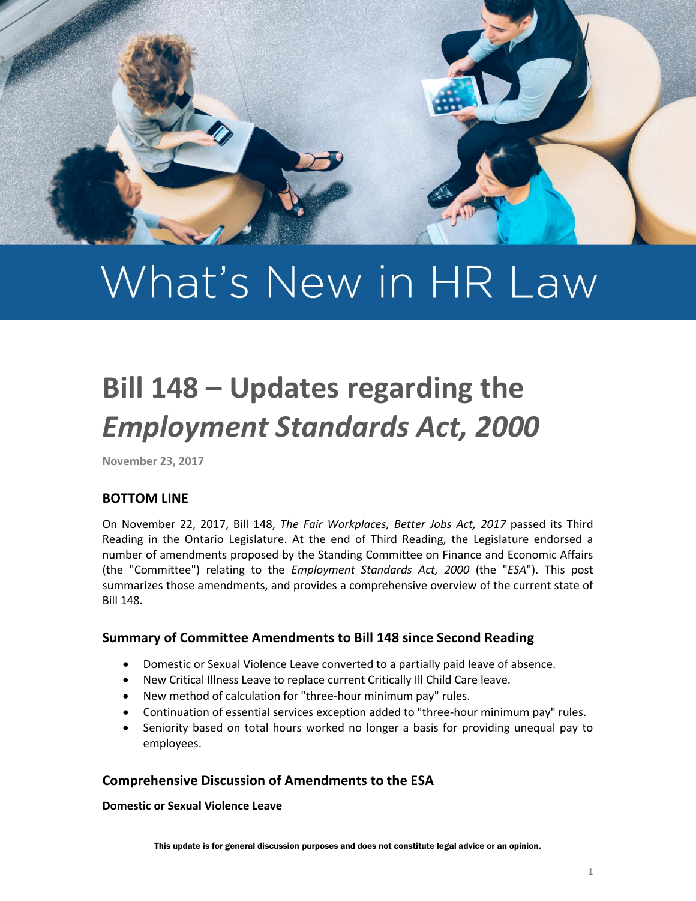# What's New in HR Law

# Bill 148 – Updates regarding the *Employment Standards Act, 2000*

**November 23, 2017**

### BOTTOM LINE

On November 22, 2017, Bill 148, *The Fair Workplaces, Better Jobs Act, 2017* passed its Third Reading in the Ontario Legislature. At the end of Third Reading, the Legislature endorsed a number of amendments proposed by the Standing Committee on Finance and Economic Affairs (the "Committee") relating to the *Employment Standards Act, 2000* (the "*ESA*"). This post summarizes those amendments, and provides a comprehensive overview of the current state of Bill 148.

### Summary of Committee Amendments to Bill 148 since Second Reading

- Domestic or Sexual Violence Leave converted to a partially paid leave of absence.
- New Critical Illness Leave to replace current Critically Ill Child Care leave.
- New method of calculation for "three-hour minimum pay" rules.
- Continuation of essential services exception added to "three-hour minimum pay" rules.
- Seniority based on total hours worked no longer a basis for providing unequal pay to employees.

### Comprehensive Discussion of Amendments to the ESA

**Domestic or Sexual Violence Leave**

This update is for general discussion purposes and does not constitute legal advice or an opinion.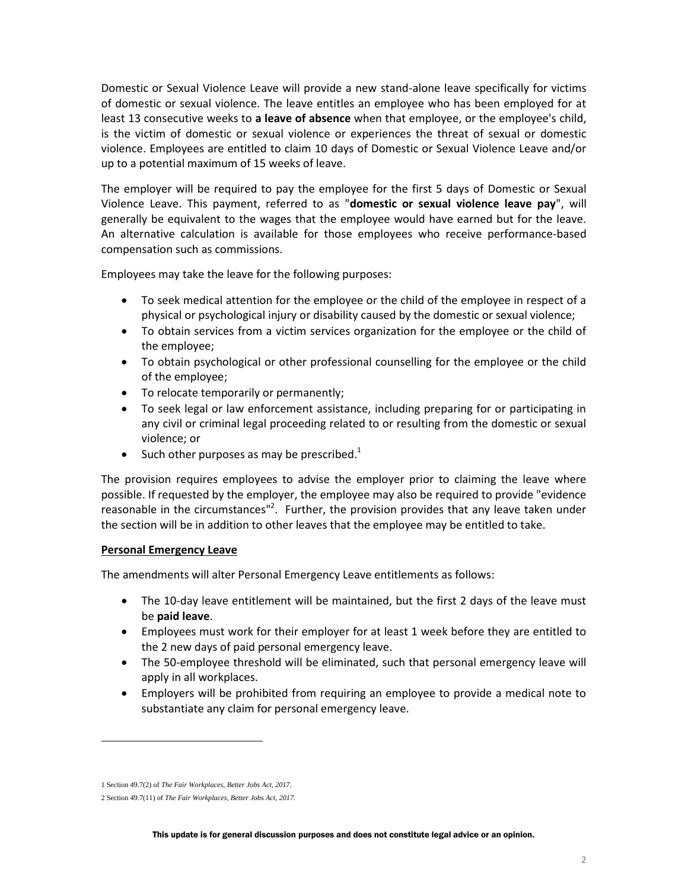Domestic or Sexual Violence Leave will provide a new stand-alone leave specifically for victims of domestic or sexual violence. The leave entitles an employee who has been employed for at least 13 consecutive weeks to **a leave of absence** when that employee, or the employee's child, is the victim of domestic or sexual violence or experiences the threat of sexual or domestic violence. Employees are entitled to claim 10 days of Domestic or Sexual Violence Leave and/or up to a potential maximum of 15 weeks of leave.

The employer will be required to pay the employee for the first 5 days of Domestic or Sexual Violence Leave. This payment, referred to as "**domestic or sexual violence leave pay**", will generally be equivalent to the wages that the employee would have earned but for the leave. An alternative calculation is available for those employees who receive performance-based compensation such as commissions.

Employees may take the leave for the following purposes:

- To seek medical attention for the employee or the child of the employee in respect of a physical or psychological injury or disability caused by the domestic or sexual violence;
- To obtain services from a victim services organization for the employee or the child of the employee;
- To obtain psychological or other professional counselling for the employee or the child of the employee;
- To relocate temporarily or permanently;
- To seek legal or law enforcement assistance, including preparing for or participating in any civil or criminal legal proceeding related to or resulting from the domestic or sexual violence; or
- Such other purposes as may be prescribed.[1]

The provision requires employees to advise the employer prior to claiming the leave where possible. If requested by the employer, the employee may also be required to provide "evidence reasonable in the circumstances"[2]. Further, the provision provides that any leave taken under the section will be in addition to other leaves that the employee may be entitled to take.

**Personal Emergency Leave**

The amendments will alter Personal Emergency Leave entitlements as follows:

- The 10-day leave entitlement will be maintained, but the first 2 days of the leave must be **paid leave**.
- Employees must work for their employer for at least 1 week before they are entitled to the 2 new days of paid personal emergency leave.
- The 50-employee threshold will be eliminated, such that personal emergency leave will apply in all workplaces.
- Employers will be prohibited from requiring an employee to provide a medical note to substantiate any claim for personal emergency leave.

---

1 Section 49.7(2) of *The Fair Workplaces, Better Jobs Act, 2017.*

2 Section 49.7(11) of *The Fair Workplaces, Better Jobs Act, 2017.*

**This update is for general discussion purposes and does not constitute legal advice or an opinion.**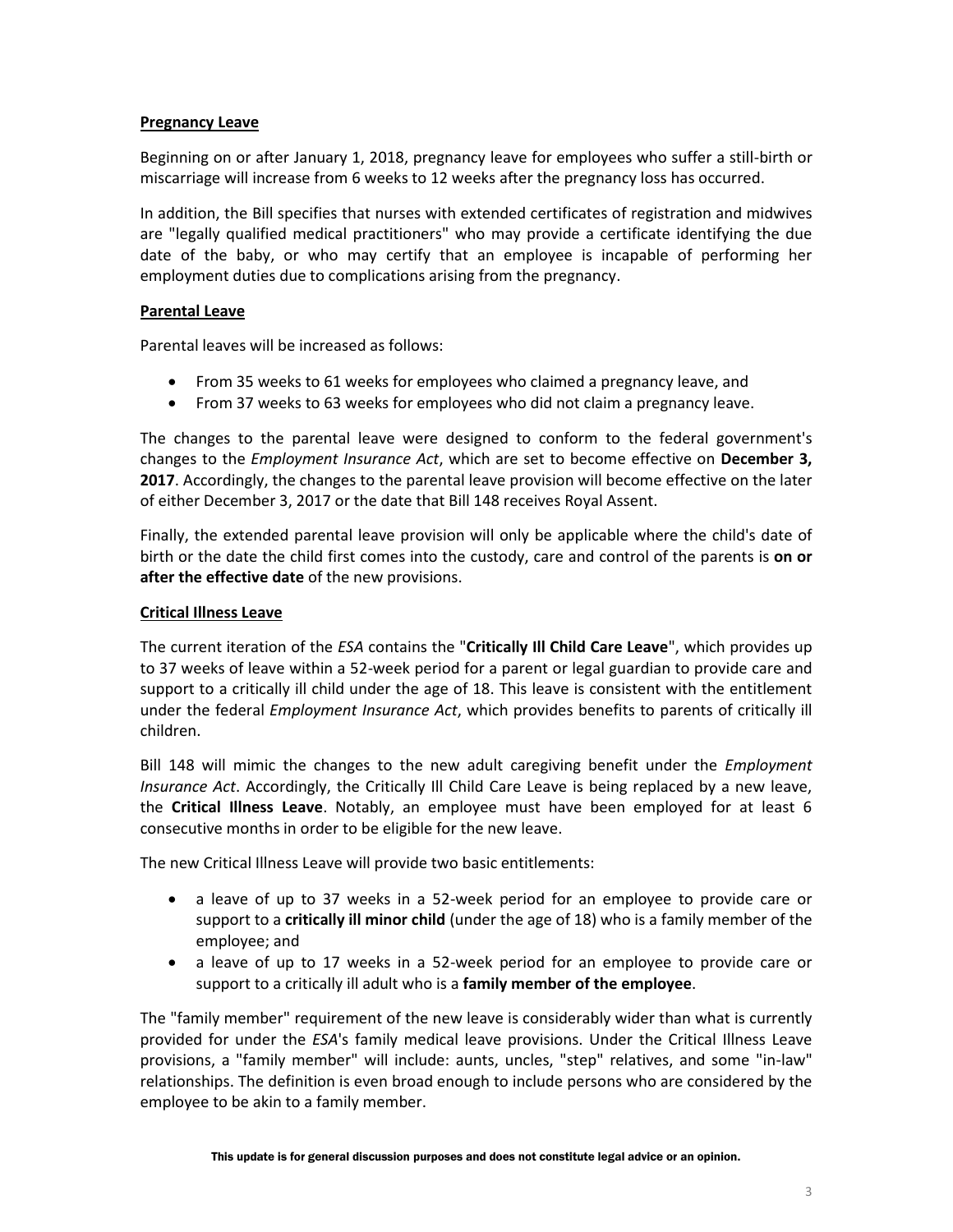## Pregnancy Leave

Beginning on or after January 1, 2018, pregnancy leave for employees who suffer a still-birth or miscarriage will increase from 6 weeks to 12 weeks after the pregnancy loss has occurred.

In addition, the Bill specifies that nurses with extended certificates of registration and midwives are "legally qualified medical practitioners" who may provide a certificate identifying the due date of the baby, or who may certify that an employee is incapable of performing her employment duties due to complications arising from the pregnancy.

## Parental Leave

Parental leaves will be increased as follows:

- From 35 weeks to 61 weeks for employees who claimed a pregnancy leave, and
- From 37 weeks to 63 weeks for employees who did not claim a pregnancy leave.

The changes to the parental leave were designed to conform to the federal government's changes to the *Employment Insurance Act*, which are set to become effective on **December 3, 2017**. Accordingly, the changes to the parental leave provision will become effective on the later of either December 3, 2017 or the date that Bill 148 receives Royal Assent.

Finally, the extended parental leave provision will only be applicable where the child's date of birth or the date the child first comes into the custody, care and control of the parents is **on or after the effective date** of the new provisions.

## Critical Illness Leave

The current iteration of the *ESA* contains the "**Critically Ill Child Care Leave**", which provides up to 37 weeks of leave within a 52-week period for a parent or legal guardian to provide care and support to a critically ill child under the age of 18. This leave is consistent with the entitlement under the federal *Employment Insurance Act*, which provides benefits to parents of critically ill children.

Bill 148 will mimic the changes to the new adult caregiving benefit under the *Employment Insurance Act*. Accordingly, the Critically Ill Child Care Leave is being replaced by a new leave, the **Critical Illness Leave**. Notably, an employee must have been employed for at least 6 consecutive months in order to be eligible for the new leave.

The new Critical Illness Leave will provide two basic entitlements:

- a leave of up to 37 weeks in a 52-week period for an employee to provide care or support to a **critically ill minor child** (under the age of 18) who is a family member of the employee; and
- a leave of up to 17 weeks in a 52-week period for an employee to provide care or support to a critically ill adult who is a **family member of the employee**.

The "family member" requirement of the new leave is considerably wider than what is currently provided for under the *ESA*'s family medical leave provisions. Under the Critical Illness Leave provisions, a "family member" will include: aunts, uncles, "step" relatives, and some "in-law" relationships. The definition is even broad enough to include persons who are considered by the employee to be akin to a family member.

This update is for general discussion purposes and does not constitute legal advice or an opinion.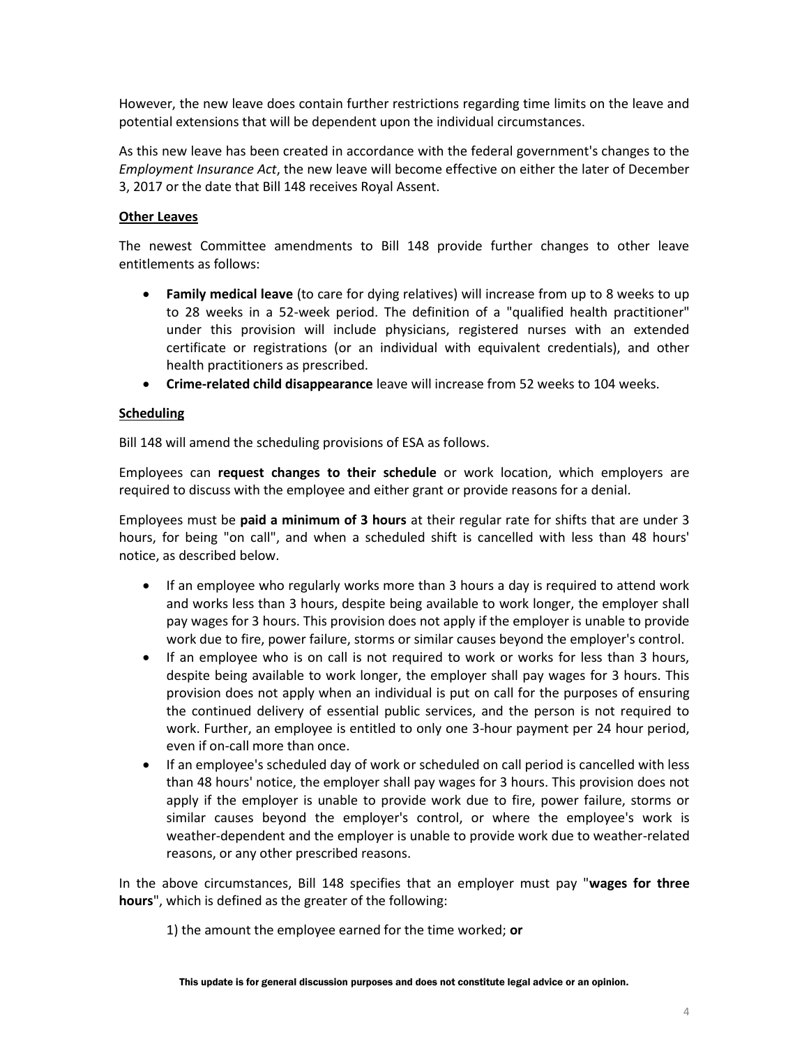However, the new leave does contain further restrictions regarding time limits on the leave and potential extensions that will be dependent upon the individual circumstances.

As this new leave has been created in accordance with the federal government's changes to the *Employment Insurance Act*, the new leave will become effective on either the later of December 3, 2017 or the date that Bill 148 receives Royal Assent.

**Other Leaves**

The newest Committee amendments to Bill 148 provide further changes to other leave entitlements as follows:

- **Family medical leave** (to care for dying relatives) will increase from up to 8 weeks to up to 28 weeks in a 52-week period. The definition of a "qualified health practitioner" under this provision will include physicians, registered nurses with an extended certificate or registrations (or an individual with equivalent credentials), and other health practitioners as prescribed.
- **Crime-related child disappearance** leave will increase from 52 weeks to 104 weeks.

**Scheduling**

Bill 148 will amend the scheduling provisions of ESA as follows.

Employees can **request changes to their schedule** or work location, which employers are required to discuss with the employee and either grant or provide reasons for a denial.

Employees must be **paid a minimum of 3 hours** at their regular rate for shifts that are under 3 hours, for being "on call", and when a scheduled shift is cancelled with less than 48 hours' notice, as described below.

- If an employee who regularly works more than 3 hours a day is required to attend work and works less than 3 hours, despite being available to work longer, the employer shall pay wages for 3 hours. This provision does not apply if the employer is unable to provide work due to fire, power failure, storms or similar causes beyond the employer's control.
- If an employee who is on call is not required to work or works for less than 3 hours, despite being available to work longer, the employer shall pay wages for 3 hours. This provision does not apply when an individual is put on call for the purposes of ensuring the continued delivery of essential public services, and the person is not required to work. Further, an employee is entitled to only one 3-hour payment per 24 hour period, even if on-call more than once.
- If an employee's scheduled day of work or scheduled on call period is cancelled with less than 48 hours' notice, the employer shall pay wages for 3 hours. This provision does not apply if the employer is unable to provide work due to fire, power failure, storms or similar causes beyond the employer's control, or where the employee's work is weather-dependent and the employer is unable to provide work due to weather-related reasons, or any other prescribed reasons.

In the above circumstances, Bill 148 specifies that an employer must pay "**wages for three hours**", which is defined as the greater of the following:

1) the amount the employee earned for the time worked; **or**

This update is for general discussion purposes and does not constitute legal advice or an opinion.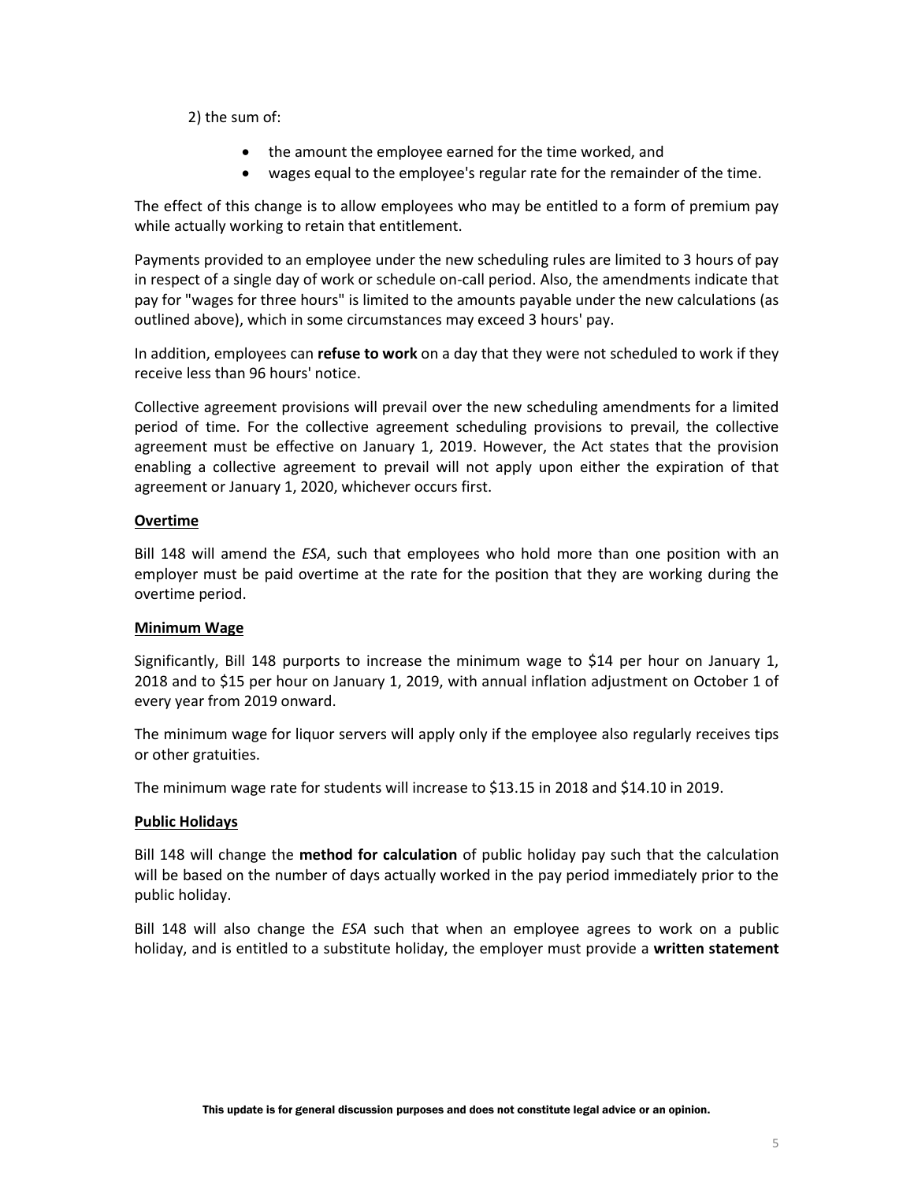2) the sum of:

- the amount the employee earned for the time worked, and
- wages equal to the employee's regular rate for the remainder of the time.

The effect of this change is to allow employees who may be entitled to a form of premium pay while actually working to retain that entitlement.

Payments provided to an employee under the new scheduling rules are limited to 3 hours of pay in respect of a single day of work or schedule on-call period. Also, the amendments indicate that pay for "wages for three hours" is limited to the amounts payable under the new calculations (as outlined above), which in some circumstances may exceed 3 hours' pay.

In addition, employees can **refuse to work** on a day that they were not scheduled to work if they receive less than 96 hours' notice.

Collective agreement provisions will prevail over the new scheduling amendments for a limited period of time. For the collective agreement scheduling provisions to prevail, the collective agreement must be effective on January 1, 2019. However, the Act states that the provision enabling a collective agreement to prevail will not apply upon either the expiration of that agreement or January 1, 2020, whichever occurs first.

**Overtime**

Bill 148 will amend the *ESA*, such that employees who hold more than one position with an employer must be paid overtime at the rate for the position that they are working during the overtime period.

**Minimum Wage**

Significantly, Bill 148 purports to increase the minimum wage to $14 per hour on January 1, 2018 and to $15 per hour on January 1, 2019, with annual inflation adjustment on October 1 of every year from 2019 onward.

The minimum wage for liquor servers will apply only if the employee also regularly receives tips or other gratuities.

The minimum wage rate for students will increase to $13.15 in 2018 and $14.10 in 2019.

**Public Holidays**

Bill 148 will change the **method for calculation** of public holiday pay such that the calculation will be based on the number of days actually worked in the pay period immediately prior to the public holiday.

Bill 148 will also change the *ESA* such that when an employee agrees to work on a public holiday, and is entitled to a substitute holiday, the employer must provide a **written statement**

This update is for general discussion purposes and does not constitute legal advice or an opinion.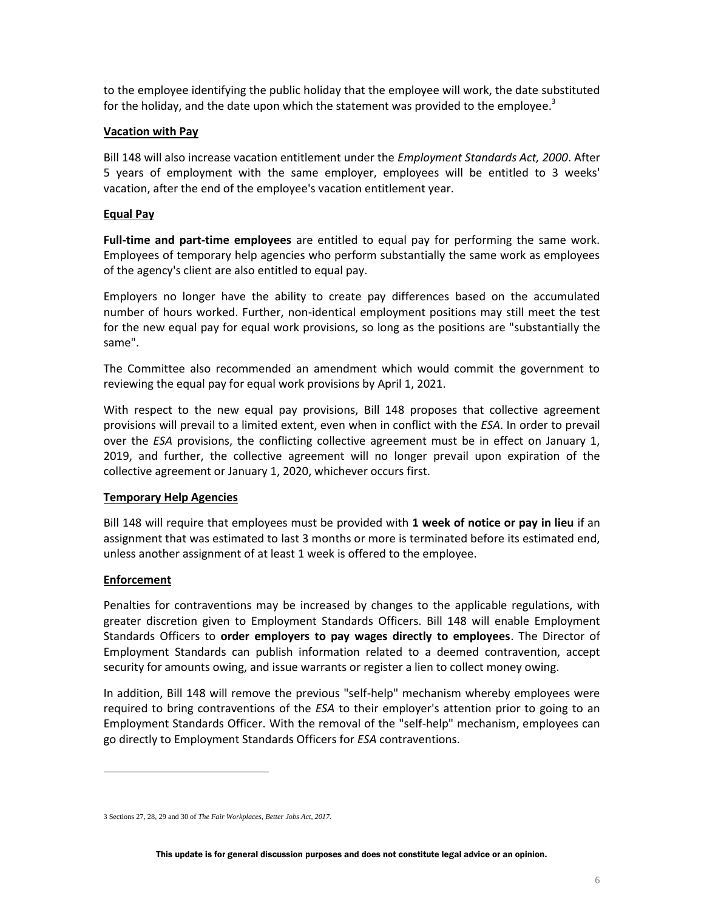to the employee identifying the public holiday that the employee will work, the date substituted for the holiday, and the date upon which the statement was provided to the employee.[3]

**Vacation with Pay**

Bill 148 will also increase vacation entitlement under the *Employment Standards Act, 2000*. After 5 years of employment with the same employer, employees will be entitled to 3 weeks' vacation, after the end of the employee's vacation entitlement year.

**Equal Pay**

**Full-time and part-time employees** are entitled to equal pay for performing the same work. Employees of temporary help agencies who perform substantially the same work as employees of the agency's client are also entitled to equal pay.

Employers no longer have the ability to create pay differences based on the accumulated number of hours worked. Further, non-identical employment positions may still meet the test for the new equal pay for equal work provisions, so long as the positions are "substantially the same".

The Committee also recommended an amendment which would commit the government to reviewing the equal pay for equal work provisions by April 1, 2021.

With respect to the new equal pay provisions, Bill 148 proposes that collective agreement provisions will prevail to a limited extent, even when in conflict with the *ESA*. In order to prevail over the *ESA* provisions, the conflicting collective agreement must be in effect on January 1, 2019, and further, the collective agreement will no longer prevail upon expiration of the collective agreement or January 1, 2020, whichever occurs first.

**Temporary Help Agencies**

Bill 148 will require that employees must be provided with **1 week of notice or pay in lieu** if an assignment that was estimated to last 3 months or more is terminated before its estimated end, unless another assignment of at least 1 week is offered to the employee.

**Enforcement**

Penalties for contraventions may be increased by changes to the applicable regulations, with greater discretion given to Employment Standards Officers. Bill 148 will enable Employment Standards Officers to **order employers to pay wages directly to employees**. The Director of Employment Standards can publish information related to a deemed contravention, accept security for amounts owing, and issue warrants or register a lien to collect money owing.

In addition, Bill 148 will remove the previous "self-help" mechanism whereby employees were required to bring contraventions of the *ESA* to their employer's attention prior to going to an Employment Standards Officer. With the removal of the "self-help" mechanism, employees can go directly to Employment Standards Officers for *ESA* contraventions.

---

3 Sections 27, 28, 29 and 30 of *The Fair Workplaces, Better Jobs Act, 2017*.

This update is for general discussion purposes and does not constitute legal advice or an opinion.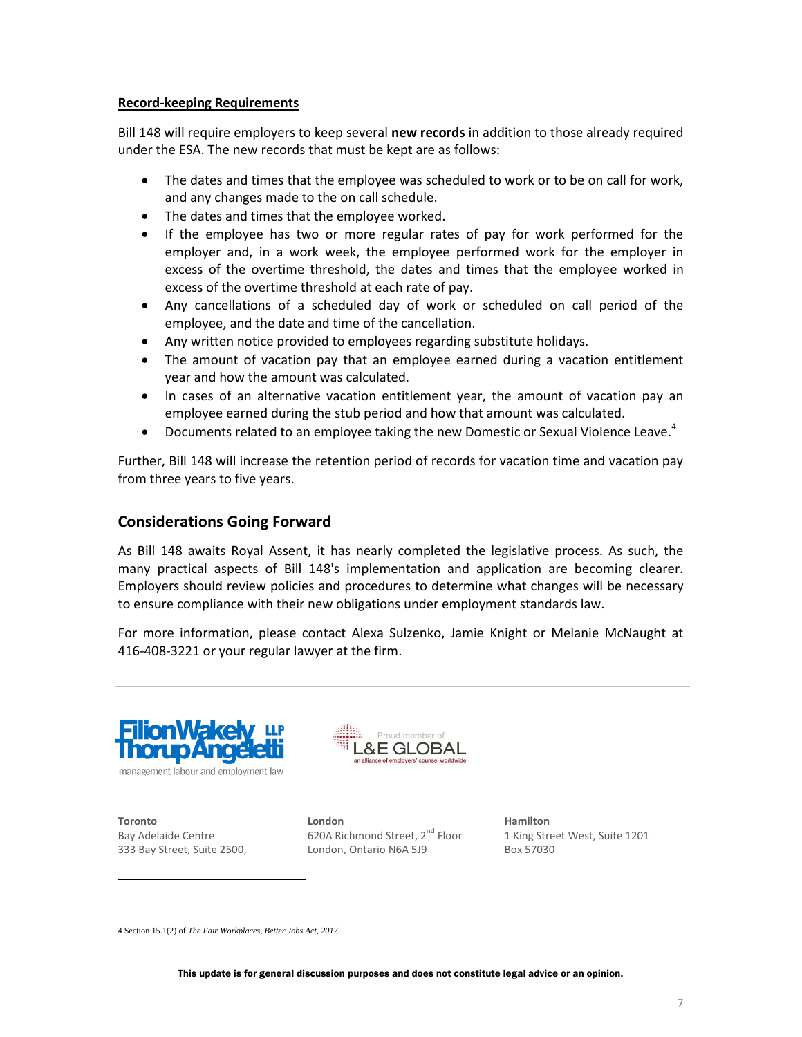**Record-keeping Requirements**

Bill 148 will require employers to keep several **new records** in addition to those already required under the ESA. The new records that must be kept are as follows:

- The dates and times that the employee was scheduled to work or to be on call for work, and any changes made to the on call schedule.
- The dates and times that the employee worked.
- If the employee has two or more regular rates of pay for work performed for the employer and, in a work week, the employee performed work for the employer in excess of the overtime threshold, the dates and times that the employee worked in excess of the overtime threshold at each rate of pay.
- Any cancellations of a scheduled day of work or scheduled on call period of the employee, and the date and time of the cancellation.
- Any written notice provided to employees regarding substitute holidays.
- The amount of vacation pay that an employee earned during a vacation entitlement year and how the amount was calculated.
- In cases of an alternative vacation entitlement year, the amount of vacation pay an employee earned during the stub period and how that amount was calculated.
- Documents related to an employee taking the new Domestic or Sexual Violence Leave.[4]

Further, Bill 148 will increase the retention period of records for vacation time and vacation pay from three years to five years.

## Considerations Going Forward

As Bill 148 awaits Royal Assent, it has nearly completed the legislative process. As such, the many practical aspects of Bill 148's implementation and application are becoming clearer. Employers should review policies and procedures to determine what changes will be necessary to ensure compliance with their new obligations under employment standards law.

For more information, please contact Alexa Sulzenko, Jamie Knight or Melanie McNaught at 416-408-3221 or your regular lawyer at the firm.

Filion Wakely Thorup Angeletti LLP
management labour and employment law

Proud member of L&E GLOBAL
an alliance of employers' counsel worldwide

**Toronto**
Bay Adelaide Centre
333 Bay Street, Suite 2500,

**London**
620A Richmond Street, 2nd Floor
London, Ontario N6A 5J9

**Hamilton**
1 King Street West, Suite 1201
Box 57030

4 Section 15.1(2) of *The Fair Workplaces, Better Jobs Act, 2017*.

**This update is for general discussion purposes and does not constitute legal advice or an opinion.**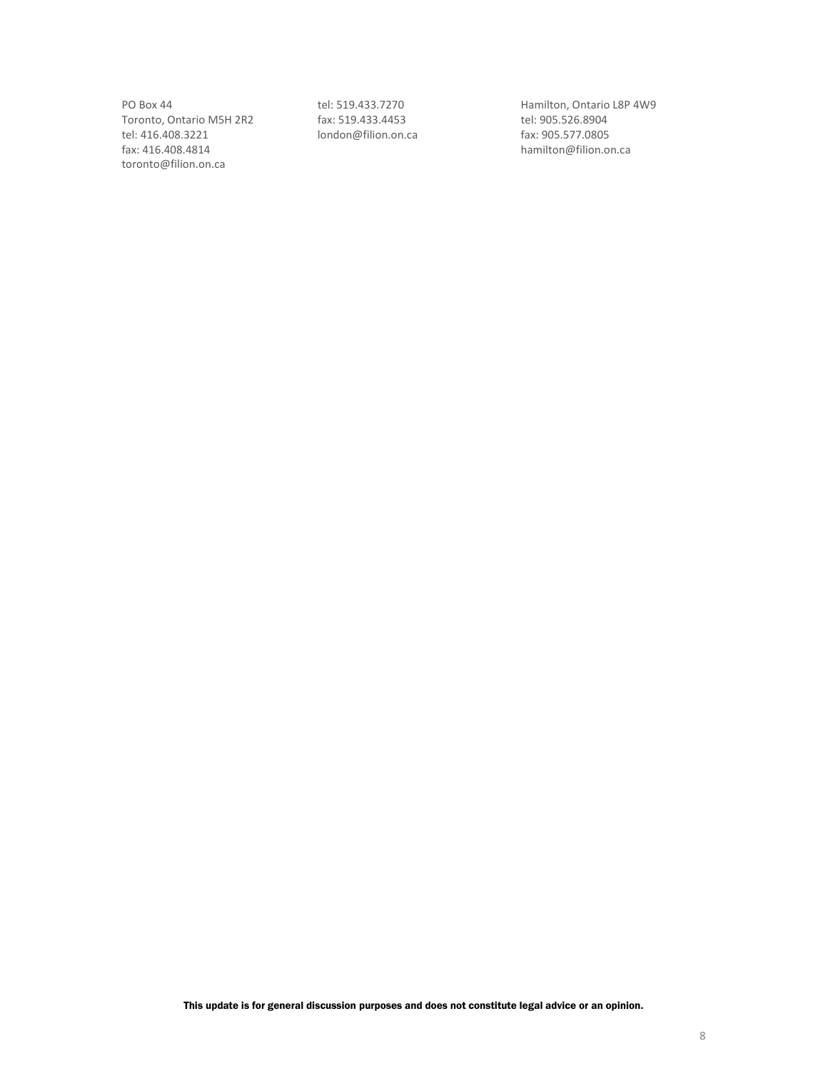PO Box 44
Toronto, Ontario M5H 2R2
tel: 416.408.3221
fax: 416.408.4814
toronto@filion.on.ca

tel: 519.433.7270
fax: 519.433.4453
london@filion.on.ca

Hamilton, Ontario L8P 4W9
tel: 905.526.8904
fax: 905.577.0805
hamilton@filion.on.ca

**This update is for general discussion purposes and does not constitute legal advice or an opinion.**